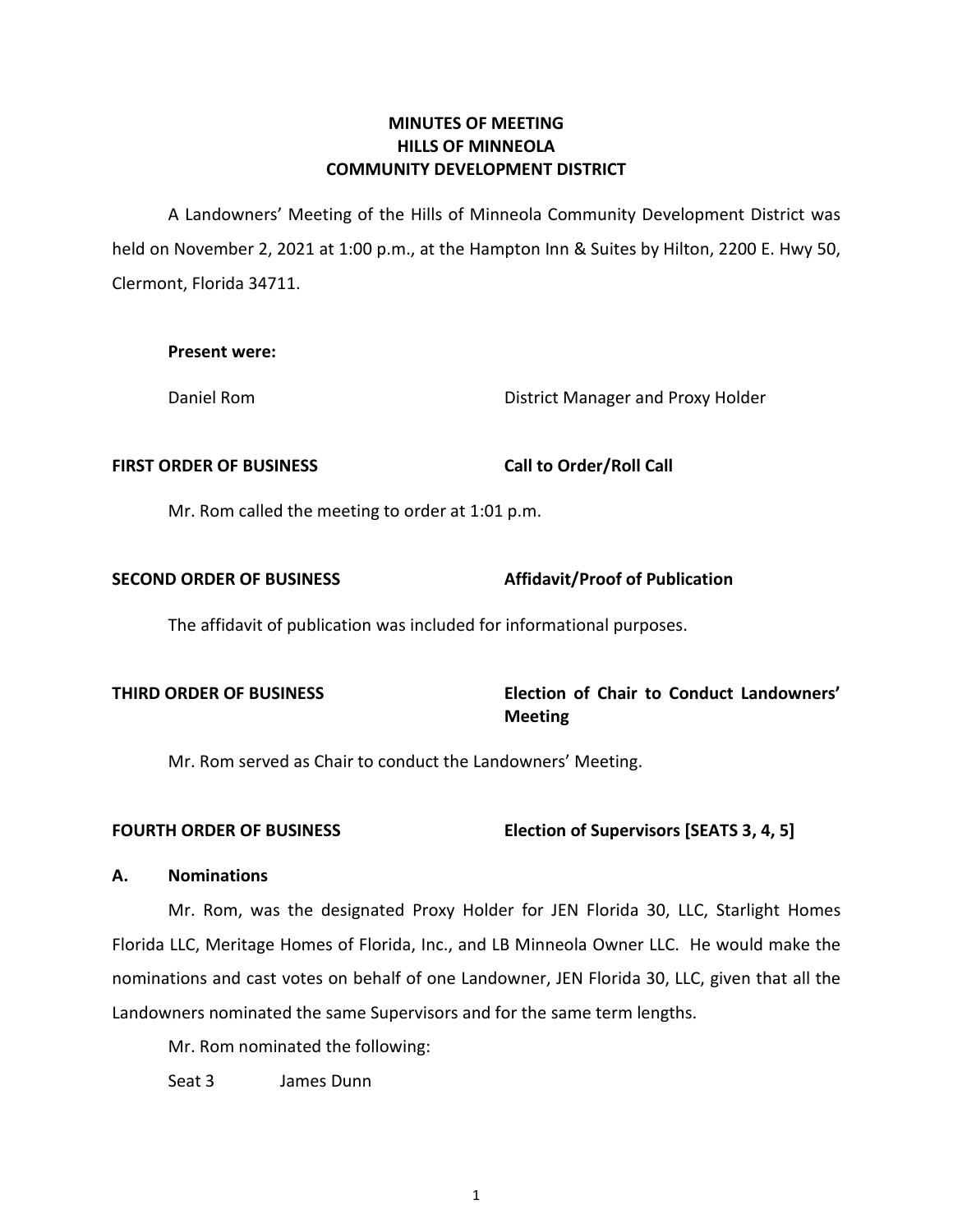# MINUTES OF MEETING
# HILLS OF MINNEOLA
# COMMUNITY DEVELOPMENT DISTRICT

A Landowners' Meeting of the Hills of Minneola Community Development District was held on November 2, 2021 at 1:00 p.m., at the Hampton Inn & Suites by Hilton, 2200 E. Hwy 50, Clermont, Florida 34711.

**Present were:**

Daniel Rom — District Manager and Proxy Holder

**FIRST ORDER OF BUSINESS** — **Call to Order/Roll Call**

Mr. Rom called the meeting to order at 1:01 p.m.

**SECOND ORDER OF BUSINESS** — **Affidavit/Proof of Publication**

The affidavit of publication was included for informational purposes.

**THIRD ORDER OF BUSINESS** — **Election of Chair to Conduct Landowners' Meeting**

Mr. Rom served as Chair to conduct the Landowners' Meeting.

**FOURTH ORDER OF BUSINESS** — **Election of Supervisors [SEATS 3, 4, 5]**

**A. Nominations**

Mr. Rom, was the designated Proxy Holder for JEN Florida 30, LLC, Starlight Homes Florida LLC, Meritage Homes of Florida, Inc., and LB Minneola Owner LLC. He would make the nominations and cast votes on behalf of one Landowner, JEN Florida 30, LLC, given that all the Landowners nominated the same Supervisors and for the same term lengths.

Mr. Rom nominated the following:

Seat 3 James Dunn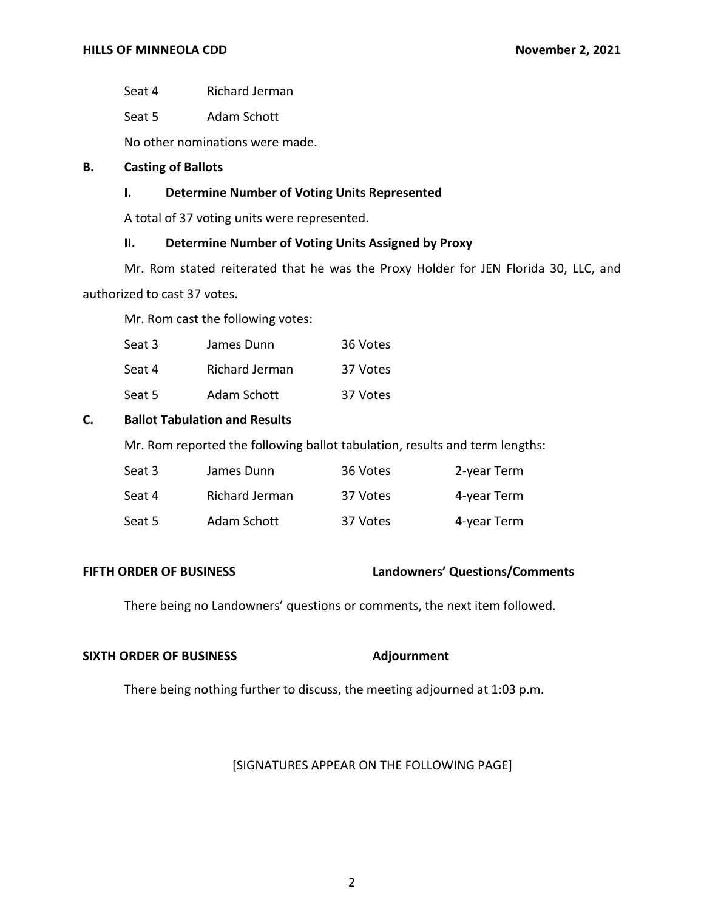| | |
|---|---|
| Seat 4 | Richard Jerman |
| Seat 5 | Adam Schott |

No other nominations were made.

**B. Casting of Ballots**

**I. Determine Number of Voting Units Represented**

A total of 37 voting units were represented.

**II. Determine Number of Voting Units Assigned by Proxy**

Mr. Rom stated reiterated that he was the Proxy Holder for JEN Florida 30, LLC, and authorized to cast 37 votes.

Mr. Rom cast the following votes:

| | | |
|---|---|---|
| Seat 3 | James Dunn | 36 Votes |
| Seat 4 | Richard Jerman | 37 Votes |
| Seat 5 | Adam Schott | 37 Votes |

**C. Ballot Tabulation and Results**

Mr. Rom reported the following ballot tabulation, results and term lengths:

| | | | |
|---|---|---|---|
| Seat 3 | James Dunn | 36 Votes | 2-year Term |
| Seat 4 | Richard Jerman | 37 Votes | 4-year Term |
| Seat 5 | Adam Schott | 37 Votes | 4-year Term |

**FIFTH ORDER OF BUSINESS Landowners' Questions/Comments**

There being no Landowners' questions or comments, the next item followed.

**SIXTH ORDER OF BUSINESS Adjournment**

There being nothing further to discuss, the meeting adjourned at 1:03 p.m.

[SIGNATURES APPEAR ON THE FOLLOWING PAGE]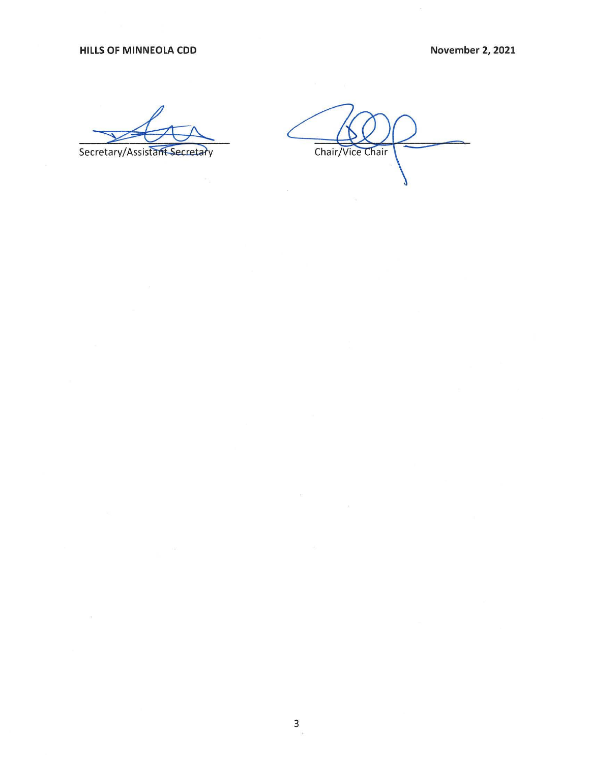Secretary/Assistant Secretary

Chair/Vice Chair